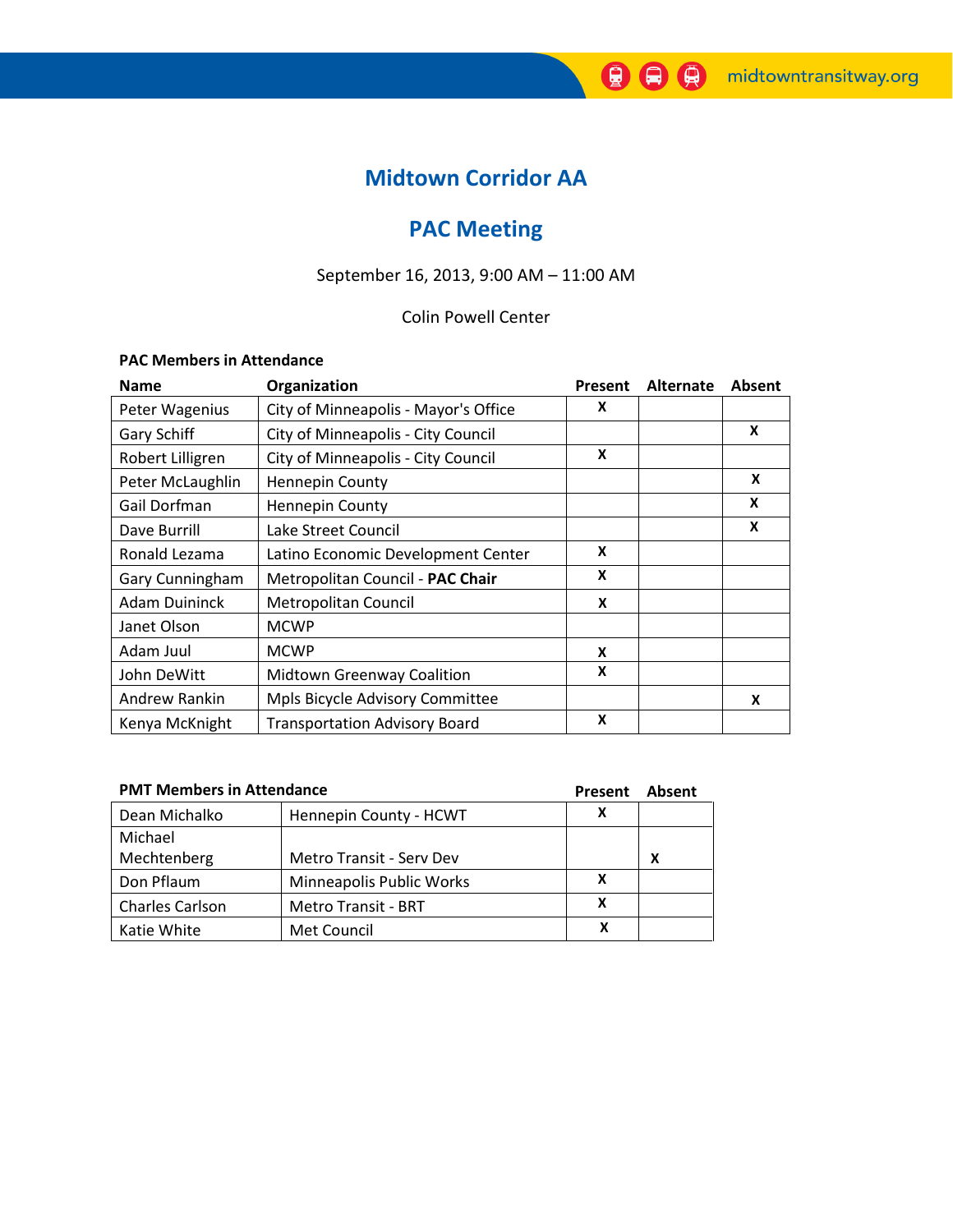# Midtown Corridor AA

## PAC Meeting

September 16, 2013, 9:00 AM – 11:00 AM

Colin Powell Center

**PAC Members in Attendance**

| Name | Organization | Present | Alternate | Absent |
|---|---|---|---|---|
| Peter Wagenius | City of Minneapolis - Mayor's Office | X | | |
| Gary Schiff | City of Minneapolis - City Council | | | X |
| Robert Lilligren | City of Minneapolis - City Council | X | | |
| Peter McLaughlin | Hennepin County | | | X |
| Gail Dorfman | Hennepin County | | | X |
| Dave Burrill | Lake Street Council | | | X |
| Ronald Lezama | Latino Economic Development Center | X | | |
| Gary Cunningham | Metropolitan Council - **PAC Chair** | X | | |
| Adam Duininck | Metropolitan Council | X | | |
| Janet Olson | MCWP | | | |
| Adam Juul | MCWP | X | | |
| John DeWitt | Midtown Greenway Coalition | X | | |
| Andrew Rankin | Mpls Bicycle Advisory Committee | | | X |
| Kenya McKnight | Transportation Advisory Board | X | | |

**PMT Members in Attendance**

| Name | Organization | Present | Absent |
|---|---|---|---|
| Dean Michalko | Hennepin County - HCWT | X | |
| Michael Mechtenberg | Metro Transit - Serv Dev | | X |
| Don Pflaum | Minneapolis Public Works | X | |
| Charles Carlson | Metro Transit - BRT | X | |
| Katie White | Met Council | X | |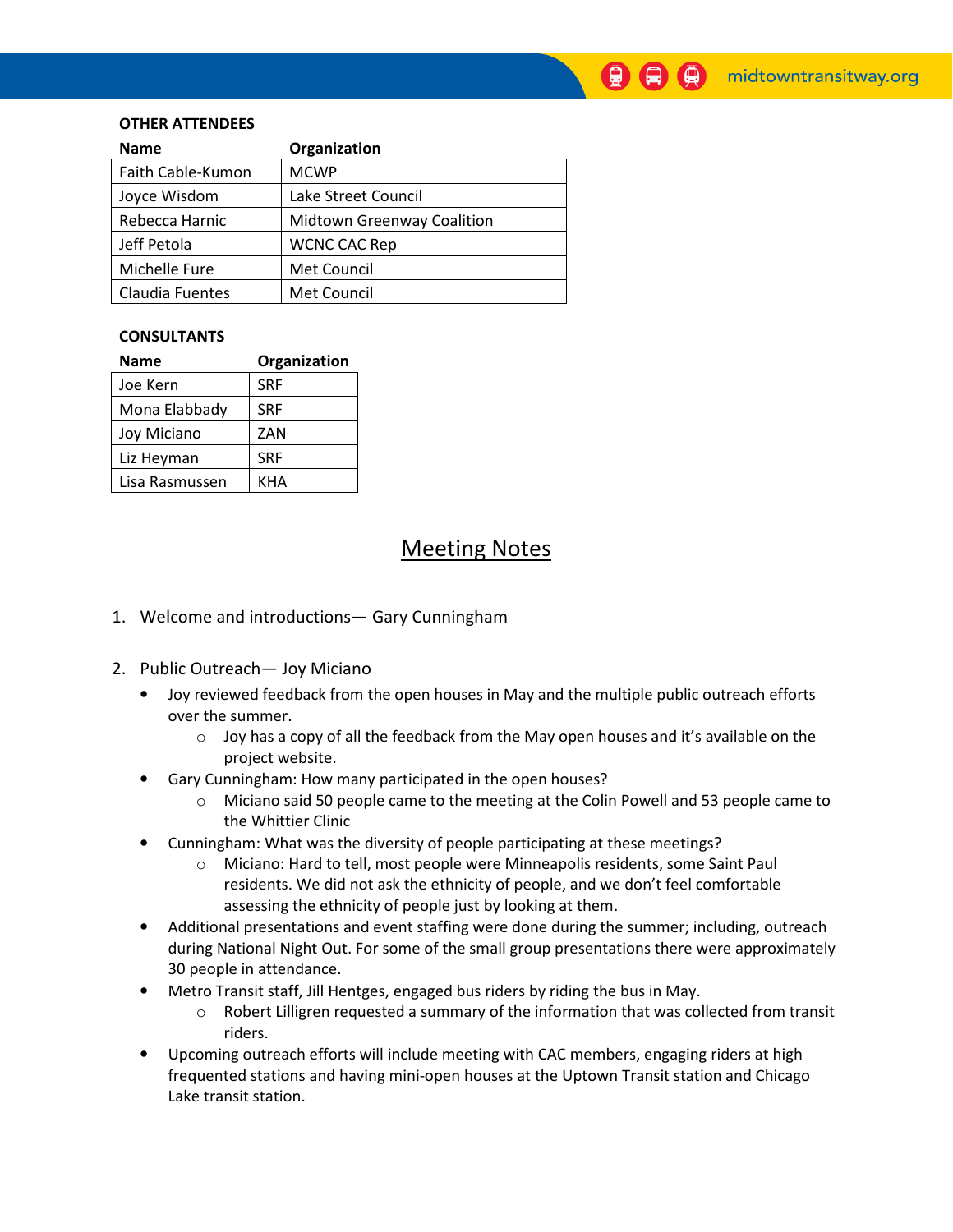**OTHER ATTENDEES**

| Name | Organization |
| --- | --- |
| Faith Cable-Kumon | MCWP |
| Joyce Wisdom | Lake Street Council |
| Rebecca Harnic | Midtown Greenway Coalition |
| Jeff Petola | WCNC CAC Rep |
| Michelle Fure | Met Council |
| Claudia Fuentes | Met Council |

**CONSULTANTS**

| Name | Organization |
| --- | --- |
| Joe Kern | SRF |
| Mona Elabbady | SRF |
| Joy Miciano | ZAN |
| Liz Heyman | SRF |
| Lisa Rasmussen | KHA |

## Meeting Notes

1. Welcome and introductions— Gary Cunningham

2. Public Outreach— Joy Miciano
   - Joy reviewed feedback from the open houses in May and the multiple public outreach efforts over the summer.
     - Joy has a copy of all the feedback from the May open houses and it's available on the project website.
   - Gary Cunningham: How many participated in the open houses?
     - Miciano said 50 people came to the meeting at the Colin Powell and 53 people came to the Whittier Clinic
   - Cunningham: What was the diversity of people participating at these meetings?
     - Miciano: Hard to tell, most people were Minneapolis residents, some Saint Paul residents. We did not ask the ethnicity of people, and we don't feel comfortable assessing the ethnicity of people just by looking at them.
   - Additional presentations and event staffing were done during the summer; including, outreach during National Night Out. For some of the small group presentations there were approximately 30 people in attendance.
   - Metro Transit staff, Jill Hentges, engaged bus riders by riding the bus in May.
     - Robert Lilligren requested a summary of the information that was collected from transit riders.
   - Upcoming outreach efforts will include meeting with CAC members, engaging riders at high frequented stations and having mini-open houses at the Uptown Transit station and Chicago Lake transit station.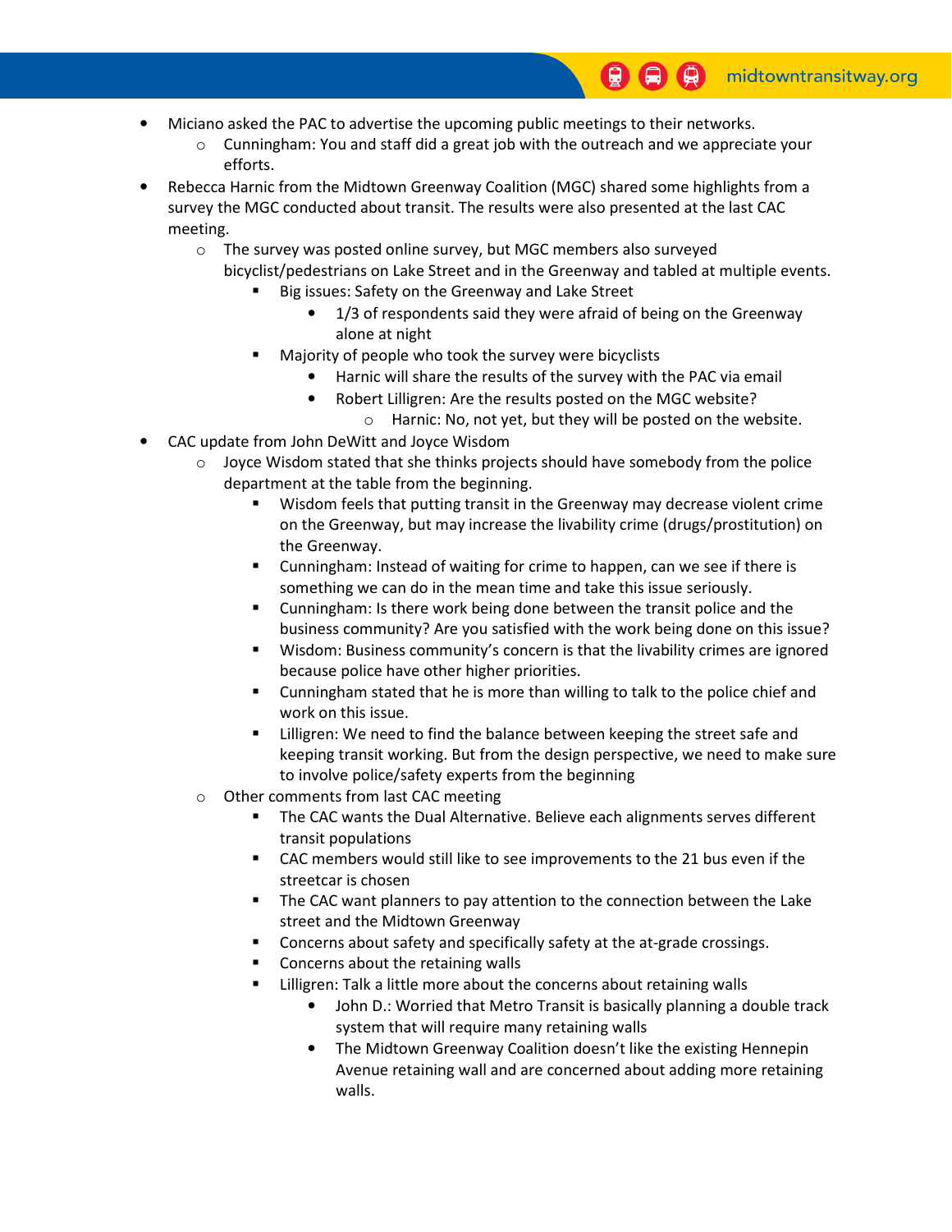- Miciano asked the PAC to advertise the upcoming public meetings to their networks.
    - Cunningham: You and staff did a great job with the outreach and we appreciate your efforts.
- Rebecca Harnic from the Midtown Greenway Coalition (MGC) shared some highlights from a survey the MGC conducted about transit. The results were also presented at the last CAC meeting.
    - The survey was posted online survey, but MGC members also surveyed bicyclist/pedestrians on Lake Street and in the Greenway and tabled at multiple events.
        - Big issues: Safety on the Greenway and Lake Street
            - 1/3 of respondents said they were afraid of being on the Greenway alone at night
        - Majority of people who took the survey were bicyclists
            - Harnic will share the results of the survey with the PAC via email
            - Robert Lilligren: Are the results posted on the MGC website?
                - Harnic: No, not yet, but they will be posted on the website.
- CAC update from John DeWitt and Joyce Wisdom
    - Joyce Wisdom stated that she thinks projects should have somebody from the police department at the table from the beginning.
        - Wisdom feels that putting transit in the Greenway may decrease violent crime on the Greenway, but may increase the livability crime (drugs/prostitution) on the Greenway.
        - Cunningham: Instead of waiting for crime to happen, can we see if there is something we can do in the mean time and take this issue seriously.
        - Cunningham: Is there work being done between the transit police and the business community? Are you satisfied with the work being done on this issue?
        - Wisdom: Business community's concern is that the livability crimes are ignored because police have other higher priorities.
        - Cunningham stated that he is more than willing to talk to the police chief and work on this issue.
        - Lilligren: We need to find the balance between keeping the street safe and keeping transit working. But from the design perspective, we need to make sure to involve police/safety experts from the beginning
    - Other comments from last CAC meeting
        - The CAC wants the Dual Alternative. Believe each alignments serves different transit populations
        - CAC members would still like to see improvements to the 21 bus even if the streetcar is chosen
        - The CAC want planners to pay attention to the connection between the Lake street and the Midtown Greenway
        - Concerns about safety and specifically safety at the at-grade crossings.
        - Concerns about the retaining walls
        - Lilligren: Talk a little more about the concerns about retaining walls
            - John D.: Worried that Metro Transit is basically planning a double track system that will require many retaining walls
            - The Midtown Greenway Coalition doesn't like the existing Hennepin Avenue retaining wall and are concerned about adding more retaining walls.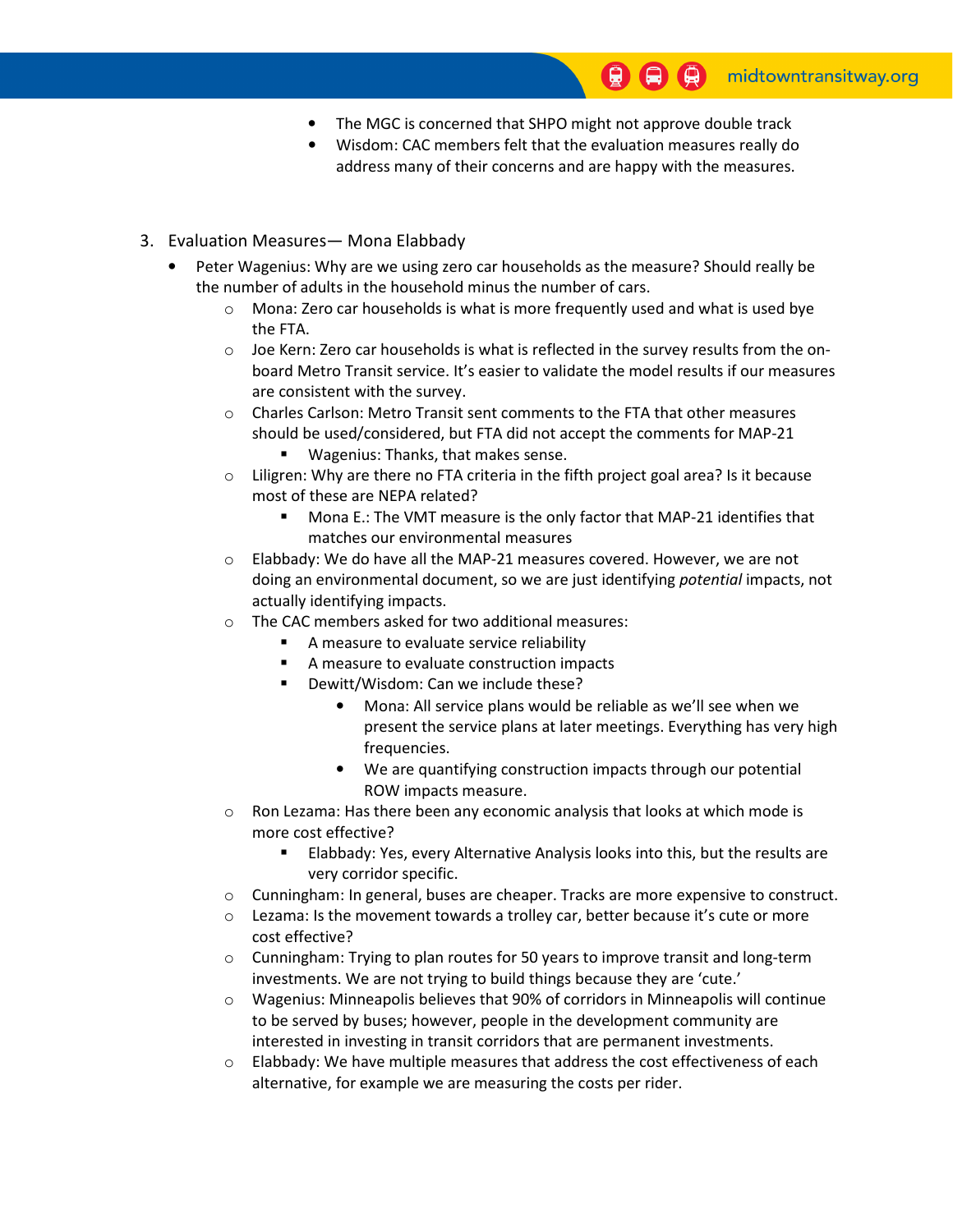- The MGC is concerned that SHPO might not approve double track
- Wisdom: CAC members felt that the evaluation measures really do address many of their concerns and are happy with the measures.

3. Evaluation Measures— Mona Elabbady

- Peter Wagenius: Why are we using zero car households as the measure? Should really be the number of adults in the household minus the number of cars.
    - Mona: Zero car households is what is more frequently used and what is used bye the FTA.
    - Joe Kern: Zero car households is what is reflected in the survey results from the on-board Metro Transit service. It's easier to validate the model results if our measures are consistent with the survey.
    - Charles Carlson: Metro Transit sent comments to the FTA that other measures should be used/considered, but FTA did not accept the comments for MAP-21
        - Wagenius: Thanks, that makes sense.
    - Liligren: Why are there no FTA criteria in the fifth project goal area? Is it because most of these are NEPA related?
        - Mona E.: The VMT measure is the only factor that MAP-21 identifies that matches our environmental measures
    - Elabbady: We do have all the MAP-21 measures covered. However, we are not doing an environmental document, so we are just identifying *potential* impacts, not actually identifying impacts.
    - The CAC members asked for two additional measures:
        - A measure to evaluate service reliability
        - A measure to evaluate construction impacts
        - Dewitt/Wisdom: Can we include these?
            - Mona: All service plans would be reliable as we'll see when we present the service plans at later meetings. Everything has very high frequencies.
            - We are quantifying construction impacts through our potential ROW impacts measure.
    - Ron Lezama: Has there been any economic analysis that looks at which mode is more cost effective?
        - Elabbady: Yes, every Alternative Analysis looks into this, but the results are very corridor specific.
    - Cunningham: In general, buses are cheaper. Tracks are more expensive to construct.
    - Lezama: Is the movement towards a trolley car, better because it's cute or more cost effective?
    - Cunningham: Trying to plan routes for 50 years to improve transit and long-term investments. We are not trying to build things because they are 'cute.'
    - Wagenius: Minneapolis believes that 90% of corridors in Minneapolis will continue to be served by buses; however, people in the development community are interested in investing in transit corridors that are permanent investments.
    - Elabbady: We have multiple measures that address the cost effectiveness of each alternative, for example we are measuring the costs per rider.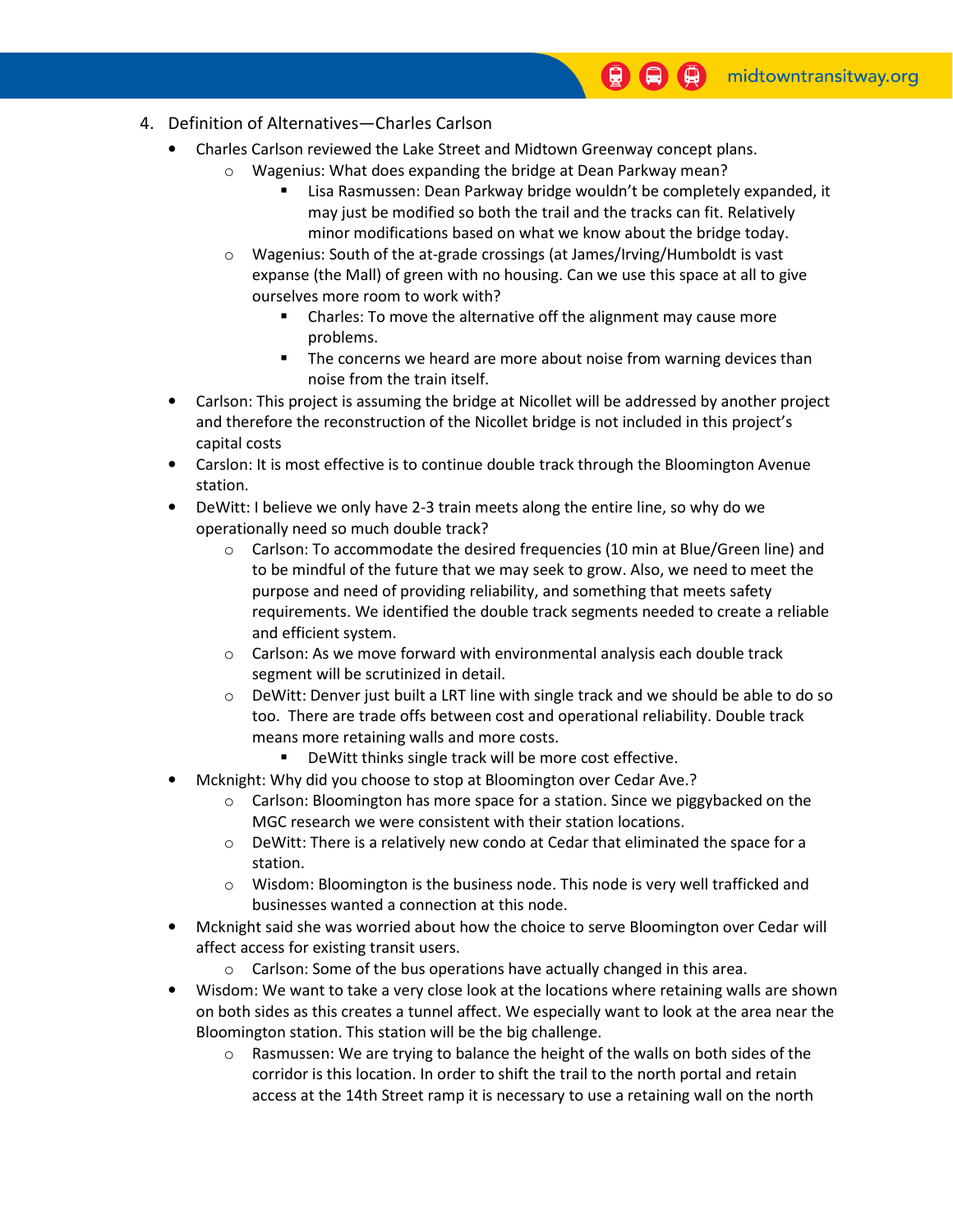4. Definition of Alternatives—Charles Carlson
   - Charles Carlson reviewed the Lake Street and Midtown Greenway concept plans.
     - Wagenius: What does expanding the bridge at Dean Parkway mean?
       - Lisa Rasmussen: Dean Parkway bridge wouldn't be completely expanded, it may just be modified so both the trail and the tracks can fit. Relatively minor modifications based on what we know about the bridge today.
     - Wagenius: South of the at-grade crossings (at James/Irving/Humboldt is vast expanse (the Mall) of green with no housing. Can we use this space at all to give ourselves more room to work with?
       - Charles: To move the alternative off the alignment may cause more problems.
       - The concerns we heard are more about noise from warning devices than noise from the train itself.
   - Carlson: This project is assuming the bridge at Nicollet will be addressed by another project and therefore the reconstruction of the Nicollet bridge is not included in this project's capital costs
   - Carslon: It is most effective is to continue double track through the Bloomington Avenue station.
   - DeWitt: I believe we only have 2-3 train meets along the entire line, so why do we operationally need so much double track?
     - Carlson: To accommodate the desired frequencies (10 min at Blue/Green line) and to be mindful of the future that we may seek to grow. Also, we need to meet the purpose and need of providing reliability, and something that meets safety requirements. We identified the double track segments needed to create a reliable and efficient system.
     - Carlson: As we move forward with environmental analysis each double track segment will be scrutinized in detail.
     - DeWitt: Denver just built a LRT line with single track and we should be able to do so too. There are trade offs between cost and operational reliability. Double track means more retaining walls and more costs.
       - DeWitt thinks single track will be more cost effective.
   - Mcknight: Why did you choose to stop at Bloomington over Cedar Ave.?
     - Carlson: Bloomington has more space for a station. Since we piggybacked on the MGC research we were consistent with their station locations.
     - DeWitt: There is a relatively new condo at Cedar that eliminated the space for a station.
     - Wisdom: Bloomington is the business node. This node is very well trafficked and businesses wanted a connection at this node.
   - Mcknight said she was worried about how the choice to serve Bloomington over Cedar will affect access for existing transit users.
     - Carlson: Some of the bus operations have actually changed in this area.
   - Wisdom: We want to take a very close look at the locations where retaining walls are shown on both sides as this creates a tunnel affect. We especially want to look at the area near the Bloomington station. This station will be the big challenge.
     - Rasmussen: We are trying to balance the height of the walls on both sides of the corridor is this location. In order to shift the trail to the north portal and retain access at the 14th Street ramp it is necessary to use a retaining wall on the north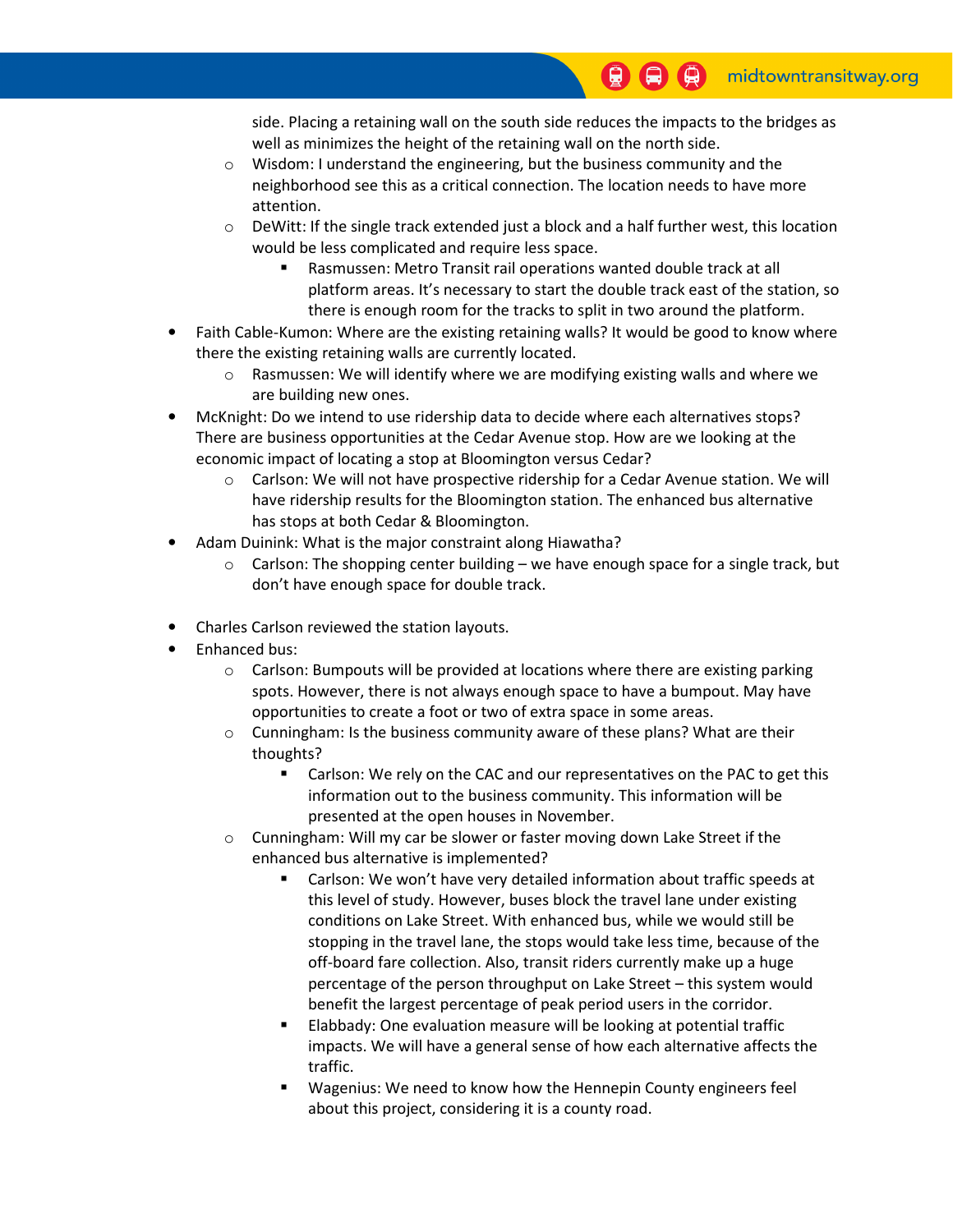side. Placing a retaining wall on the south side reduces the impacts to the bridges as well as minimizes the height of the retaining wall on the north side.

  - Wisdom: I understand the engineering, but the business community and the neighborhood see this as a critical connection. The location needs to have more attention.
  - DeWitt: If the single track extended just a block and a half further west, this location would be less complicated and require less space.
    - Rasmussen: Metro Transit rail operations wanted double track at all platform areas. It's necessary to start the double track east of the station, so there is enough room for the tracks to split in two around the platform.

- Faith Cable-Kumon: Where are the existing retaining walls? It would be good to know where there the existing retaining walls are currently located.
  - Rasmussen: We will identify where we are modifying existing walls and where we are building new ones.
- McKnight: Do we intend to use ridership data to decide where each alternatives stops? There are business opportunities at the Cedar Avenue stop. How are we looking at the economic impact of locating a stop at Bloomington versus Cedar?
  - Carlson: We will not have prospective ridership for a Cedar Avenue station. We will have ridership results for the Bloomington station. The enhanced bus alternative has stops at both Cedar & Bloomington.
- Adam Duinink: What is the major constraint along Hiawatha?
  - Carlson: The shopping center building – we have enough space for a single track, but don't have enough space for double track.

- Charles Carlson reviewed the station layouts.
- Enhanced bus:
  - Carlson: Bumpouts will be provided at locations where there are existing parking spots. However, there is not always enough space to have a bumpout. May have opportunities to create a foot or two of extra space in some areas.
  - Cunningham: Is the business community aware of these plans? What are their thoughts?
    - Carlson: We rely on the CAC and our representatives on the PAC to get this information out to the business community. This information will be presented at the open houses in November.
  - Cunningham: Will my car be slower or faster moving down Lake Street if the enhanced bus alternative is implemented?
    - Carlson: We won't have very detailed information about traffic speeds at this level of study. However, buses block the travel lane under existing conditions on Lake Street. With enhanced bus, while we would still be stopping in the travel lane, the stops would take less time, because of the off-board fare collection. Also, transit riders currently make up a huge percentage of the person throughput on Lake Street – this system would benefit the largest percentage of peak period users in the corridor.
    - Elabbady: One evaluation measure will be looking at potential traffic impacts. We will have a general sense of how each alternative affects the traffic.
    - Wagenius: We need to know how the Hennepin County engineers feel about this project, considering it is a county road.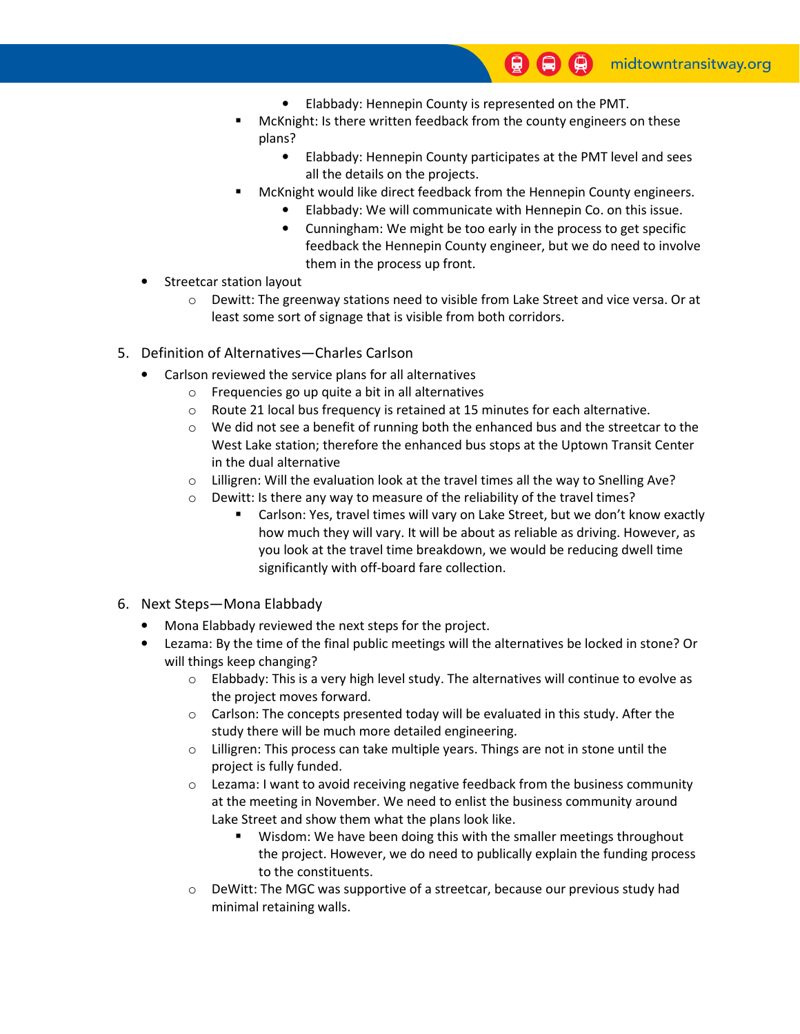- Elabbady: Hennepin County is represented on the PMT.
      - McKnight: Is there written feedback from the county engineers on these plans?
        - Elabbady: Hennepin County participates at the PMT level and sees all the details on the projects.
      - McKnight would like direct feedback from the Hennepin County engineers.
        - Elabbady: We will communicate with Hennepin Co. on this issue.
        - Cunningham: We might be too early in the process to get specific feedback the Hennepin County engineer, but we do need to involve them in the process up front.
- Streetcar station layout
  - Dewitt: The greenway stations need to visible from Lake Street and vice versa. Or at least some sort of signage that is visible from both corridors.

5. Definition of Alternatives—Charles Carlson
   - Carlson reviewed the service plans for all alternatives
     - Frequencies go up quite a bit in all alternatives
     - Route 21 local bus frequency is retained at 15 minutes for each alternative.
     - We did not see a benefit of running both the enhanced bus and the streetcar to the West Lake station; therefore the enhanced bus stops at the Uptown Transit Center in the dual alternative
     - Lilligren: Will the evaluation look at the travel times all the way to Snelling Ave?
     - Dewitt: Is there any way to measure of the reliability of the travel times?
       - Carlson: Yes, travel times will vary on Lake Street, but we don't know exactly how much they will vary. It will be about as reliable as driving. However, as you look at the travel time breakdown, we would be reducing dwell time significantly with off-board fare collection.

6. Next Steps—Mona Elabbady
   - Mona Elabbady reviewed the next steps for the project.
   - Lezama: By the time of the final public meetings will the alternatives be locked in stone? Or will things keep changing?
     - Elabbady: This is a very high level study. The alternatives will continue to evolve as the project moves forward.
     - Carlson: The concepts presented today will be evaluated in this study. After the study there will be much more detailed engineering.
     - Lilligren: This process can take multiple years. Things are not in stone until the project is fully funded.
     - Lezama: I want to avoid receiving negative feedback from the business community at the meeting in November. We need to enlist the business community around Lake Street and show them what the plans look like.
       - Wisdom: We have been doing this with the smaller meetings throughout the project. However, we do need to publically explain the funding process to the constituents.
     - DeWitt: The MGC was supportive of a streetcar, because our previous study had minimal retaining walls.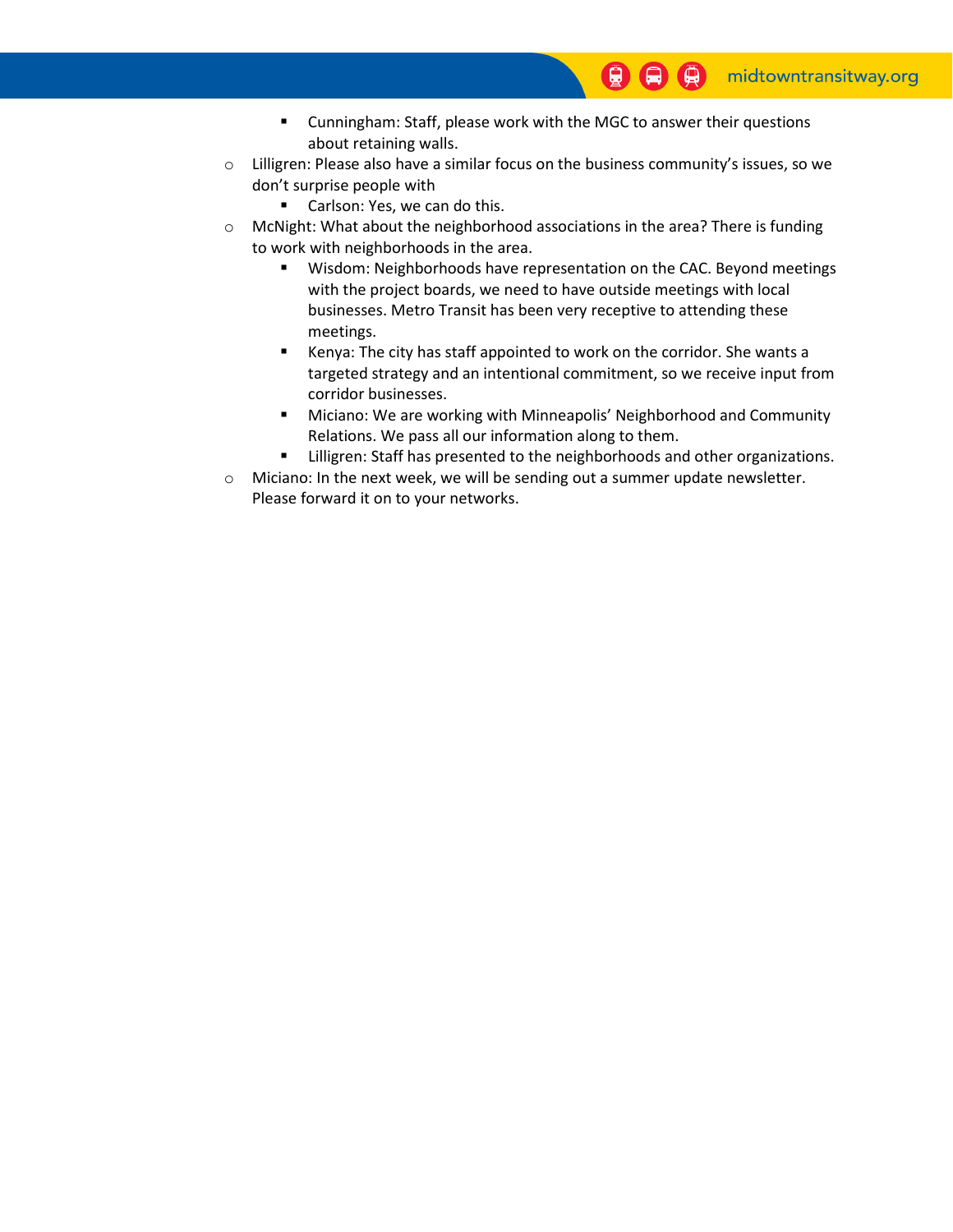- Cunningham: Staff, please work with the MGC to answer their questions about retaining walls.
  - Lilligren: Please also have a similar focus on the business community's issues, so we don't surprise people with
    - Carlson: Yes, we can do this.
  - McNight: What about the neighborhood associations in the area? There is funding to work with neighborhoods in the area.
    - Wisdom: Neighborhoods have representation on the CAC. Beyond meetings with the project boards, we need to have outside meetings with local businesses. Metro Transit has been very receptive to attending these meetings.
    - Kenya: The city has staff appointed to work on the corridor. She wants a targeted strategy and an intentional commitment, so we receive input from corridor businesses.
    - Miciano: We are working with Minneapolis' Neighborhood and Community Relations. We pass all our information along to them.
    - Lilligren: Staff has presented to the neighborhoods and other organizations.
  - Miciano: In the next week, we will be sending out a summer update newsletter. Please forward it on to your networks.